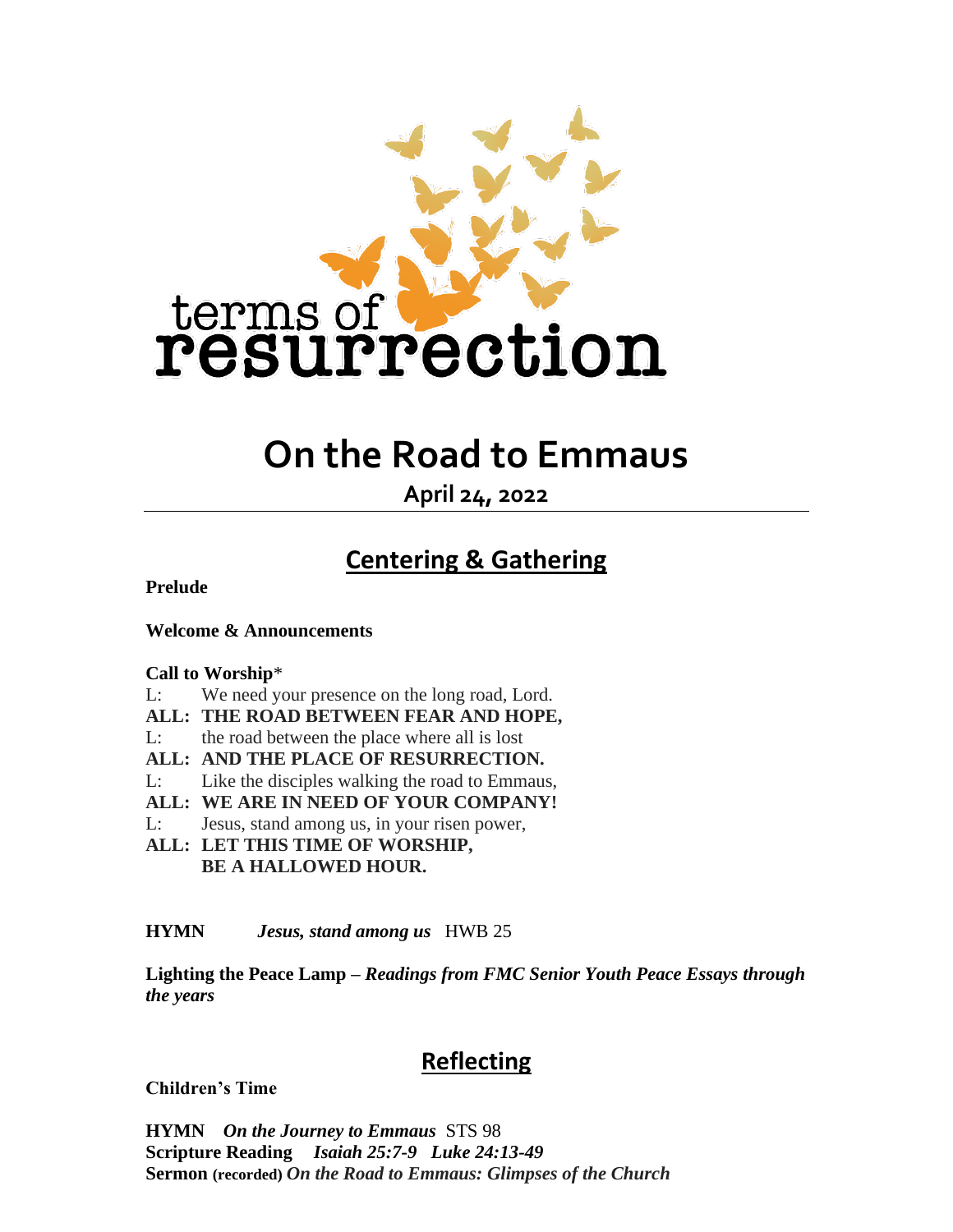terms of resurrection

# On the Road to Emmaus

**April 24, 2022**

## Centering & Gathering

**Prelude**

**Welcome & Announcements**

**Call to Worship***

L: We need your presence on the long road, Lord.
**ALL: THE ROAD BETWEEN FEAR AND HOPE,**
L: the road between the place where all is lost
**ALL: AND THE PLACE OF RESURRECTION.**
L: Like the disciples walking the road to Emmaus,
**ALL: WE ARE IN NEED OF YOUR COMPANY!**
L: Jesus, stand among us, in your risen power,
**ALL: LET THIS TIME OF WORSHIP,**
**BE A HALLOWED HOUR.**

**HYMN** ***Jesus, stand among us*** HWB 25

**Lighting the Peace Lamp** – ***Readings from FMC Senior Youth Peace Essays through the years***

## Reflecting

**Children's Time**

**HYMN** ***On the Journey to Emmaus*** STS 98
**Scripture Reading** ***Isaiah 25:7-9 Luke 24:13-49***
**Sermon (recorded)** ***On the Road to Emmaus: Glimpses of the Church***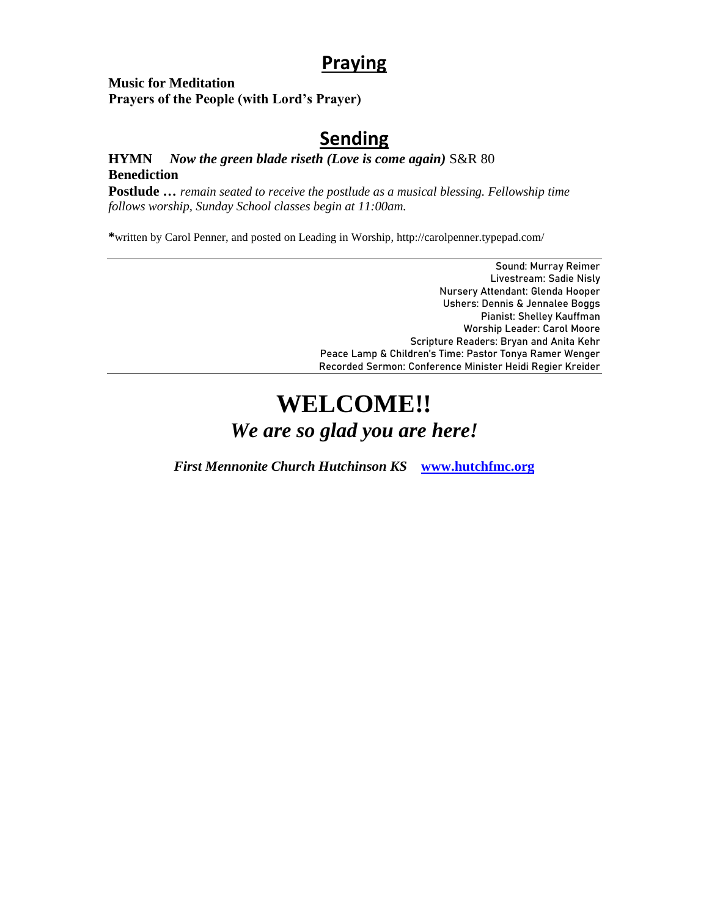## Praying

**Music for Meditation**
**Prayers of the People (with Lord's Prayer)**

## Sending

**HYMN** ***Now the green blade riseth (Love is come again)*** S&R 80
**Benediction**
**Postlude …** *remain seated to receive the postlude as a musical blessing. Fellowship time follows worship, Sunday School classes begin at 11:00am.*

**\***written by Carol Penner, and posted on Leading in Worship, http://carolpenner.typepad.com/

---

Sound: Murray Reimer
Livestream: Sadie Nisly
Nursery Attendant: Glenda Hooper
Ushers: Dennis & Jennalee Boggs
Pianist: Shelley Kauffman
Worship Leader: Carol Moore
Scripture Readers: Bryan and Anita Kehr
Peace Lamp & Children's Time: Pastor Tonya Ramer Wenger
Recorded Sermon: Conference Minister Heidi Regier Kreider

---

# WELCOME!!

***We are so glad you are here!***

***First Mennonite Church Hutchinson KS*** **[www.hutchfmc.org](http://www.hutchfmc.org)**